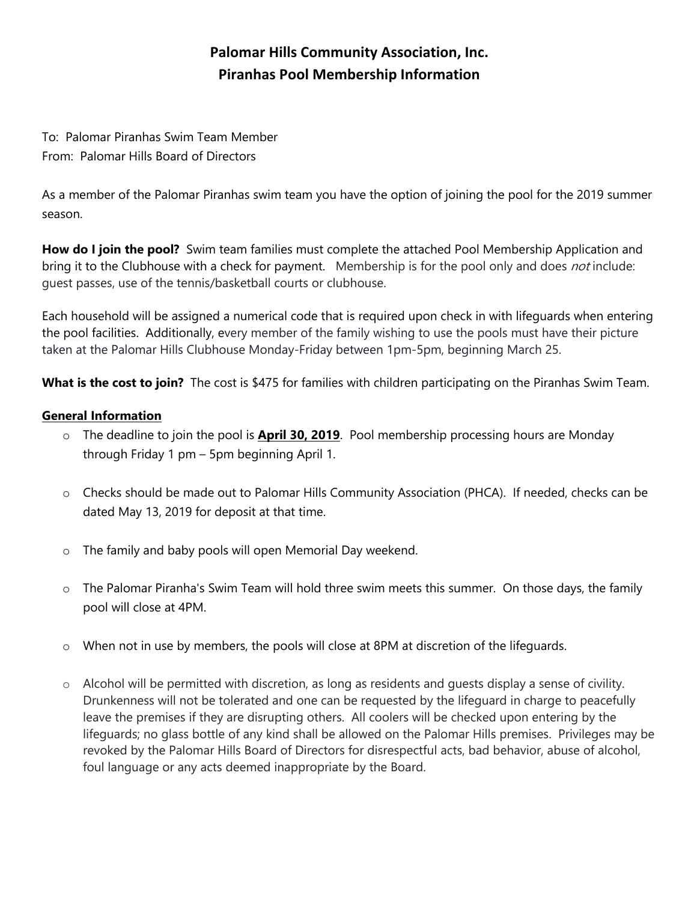# Palomar Hills Community Association, Inc.
# Piranhas Pool Membership Information

To: Palomar Piranhas Swim Team Member
From: Palomar Hills Board of Directors

As a member of the Palomar Piranhas swim team you have the option of joining the pool for the 2019 summer season.

**How do I join the pool?** Swim team families must complete the attached Pool Membership Application and bring it to the Clubhouse with a check for payment. Membership is for the pool only and does *not* include: guest passes, use of the tennis/basketball courts or clubhouse.

Each household will be assigned a numerical code that is required upon check in with lifeguards when entering the pool facilities. Additionally, every member of the family wishing to use the pools must have their picture taken at the Palomar Hills Clubhouse Monday-Friday between 1pm-5pm, beginning March 25.

**What is the cost to join?** The cost is $475 for families with children participating on the Piranhas Swim Team.

## General Information

- The deadline to join the pool is **April 30, 2019**. Pool membership processing hours are Monday through Friday 1 pm – 5pm beginning April 1.
- Checks should be made out to Palomar Hills Community Association (PHCA). If needed, checks can be dated May 13, 2019 for deposit at that time.
- The family and baby pools will open Memorial Day weekend.
- The Palomar Piranha's Swim Team will hold three swim meets this summer. On those days, the family pool will close at 4PM.
- When not in use by members, the pools will close at 8PM at discretion of the lifeguards.
- Alcohol will be permitted with discretion, as long as residents and guests display a sense of civility. Drunkenness will not be tolerated and one can be requested by the lifeguard in charge to peacefully leave the premises if they are disrupting others. All coolers will be checked upon entering by the lifeguards; no glass bottle of any kind shall be allowed on the Palomar Hills premises. Privileges may be revoked by the Palomar Hills Board of Directors for disrespectful acts, bad behavior, abuse of alcohol, foul language or any acts deemed inappropriate by the Board.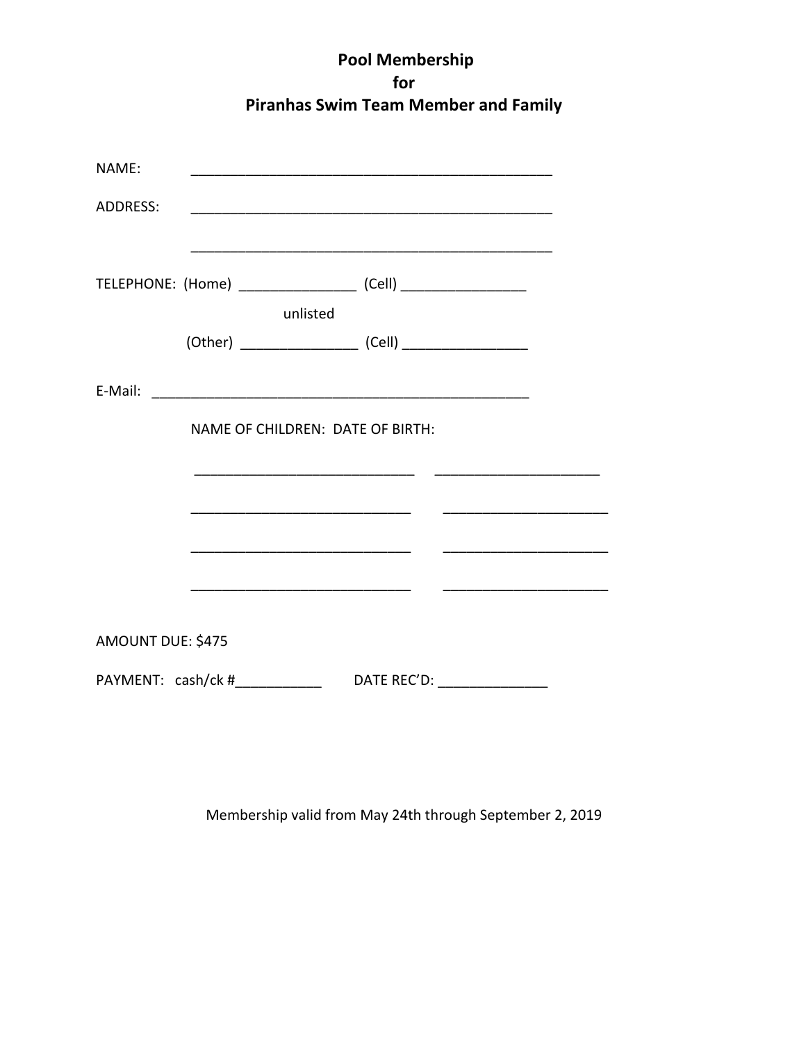# Pool Membership
# for
# Piranhas Swim Team Member and Family

NAME: _______________________________________________

ADDRESS: _______________________________________________

_______________________________________________

TELEPHONE: (Home) ______________ (Cell) _______________

unlisted

(Other) ______________ (Cell) _______________

E-Mail: __________________________________________________

NAME OF CHILDREN: DATE OF BIRTH:

____________________________ ____________________

____________________________ ____________________

____________________________ ____________________

____________________________ ____________________

AMOUNT DUE: $475

PAYMENT: cash/ck #__________ DATE REC'D: _____________

Membership valid from May 24th through September 2, 2019